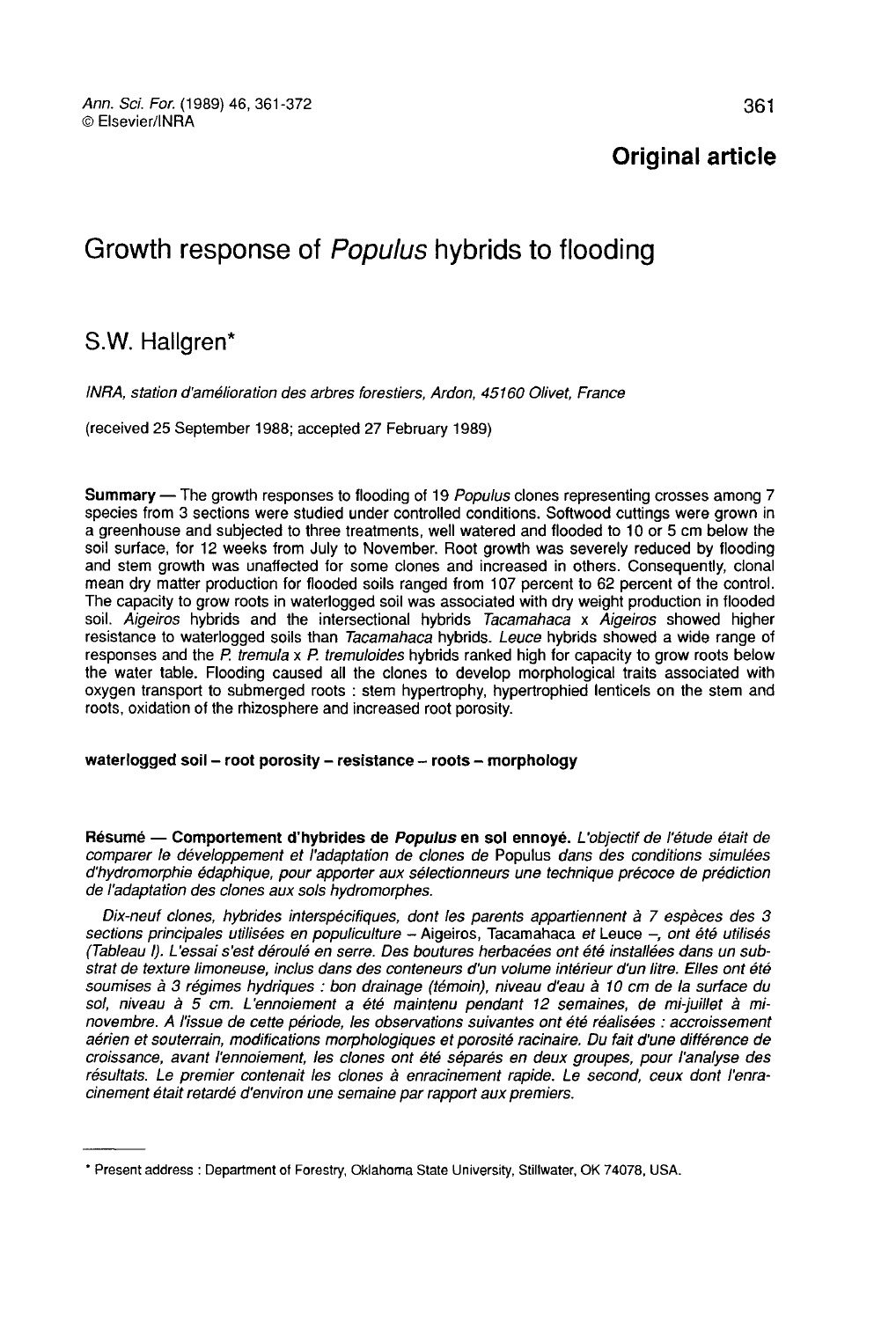**Original article**

# Growth response of *Populus* hybrids to flooding

S.W. Hallgren*

*INRA, station d'amélioration des arbres forestiers, Ardon, 45160 Olivet, France*

(received 25 September 1988; accepted 27 February 1989)

**Summary** — The growth responses to flooding of 19 *Populus* clones representing crosses among 7 species from 3 sections were studied under controlled conditions. Softwood cuttings were grown in a greenhouse and subjected to three treatments, well watered and flooded to 10 or 5 cm below the soil surface, for 12 weeks from July to November. Root growth was severely reduced by flooding and stem growth was unaffected for some clones and increased in others. Consequently, clonal mean dry matter production for flooded soils ranged from 107 percent to 62 percent of the control. The capacity to grow roots in waterlogged soil was associated with dry weight production in flooded soil. *Aigeiros* hybrids and the intersectional hybrids *Tacamahaca* x *Aigeiros* showed higher resistance to waterlogged soils than *Tacamahaca* hybrids. *Leuce* hybrids showed a wide range of responses and the *P. tremula* x *P. tremuloides* hybrids ranked high for capacity to grow roots below the water table. Flooding caused all the clones to develop morphological traits associated with oxygen transport to submerged roots : stem hypertrophy, hypertrophied lenticels on the stem and roots, oxidation of the rhizosphere and increased root porosity.

**waterlogged soil – root porosity – resistance – roots – morphology**

**Résumé — Comportement d'hybrides de *Populus* en sol ennoyé.** *L'objectif de l'étude était de comparer le développement et l'adaptation de clones de* Populus *dans des conditions simulées d'hydromorphie édaphique, pour apporter aux sélectionneurs une technique précoce de prédiction de l'adaptation des clones aux sols hydromorphes.*

*Dix-neuf clones, hybrides interspécifiques, dont les parents appartiennent à 7 espèces des 3 sections principales utilisées en populiculture –* Aigeiros, Tacamahaca *et* Leuce *–, ont été utilisés (Tableau I). L'essai s'est déroulé en serre. Des boutures herbacées ont été installées dans un substrat de texture limoneuse, inclus dans des conteneurs d'un volume intérieur d'un litre. Elles ont été soumises à 3 régimes hydriques : bon drainage (témoin), niveau d'eau à 10 cm de la surface du sol, niveau à 5 cm. L'ennoiement a été maintenu pendant 12 semaines, de mi-juillet à mi-novembre. A l'issue de cette période, les observations suivantes ont été réalisées : accroissement aérien et souterrain, modifications morphologiques et porosité racinaire. Du fait d'une différence de croissance, avant l'ennoiement, les clones ont été séparés en deux groupes, pour l'analyse des résultats. Le premier contenait les clones à enracinement rapide. Le second, ceux dont l'enracinement était retardé d'environ une semaine par rapport aux premiers.*

---

* Present address : Department of Forestry, Oklahoma State University, Stillwater, OK 74078, USA.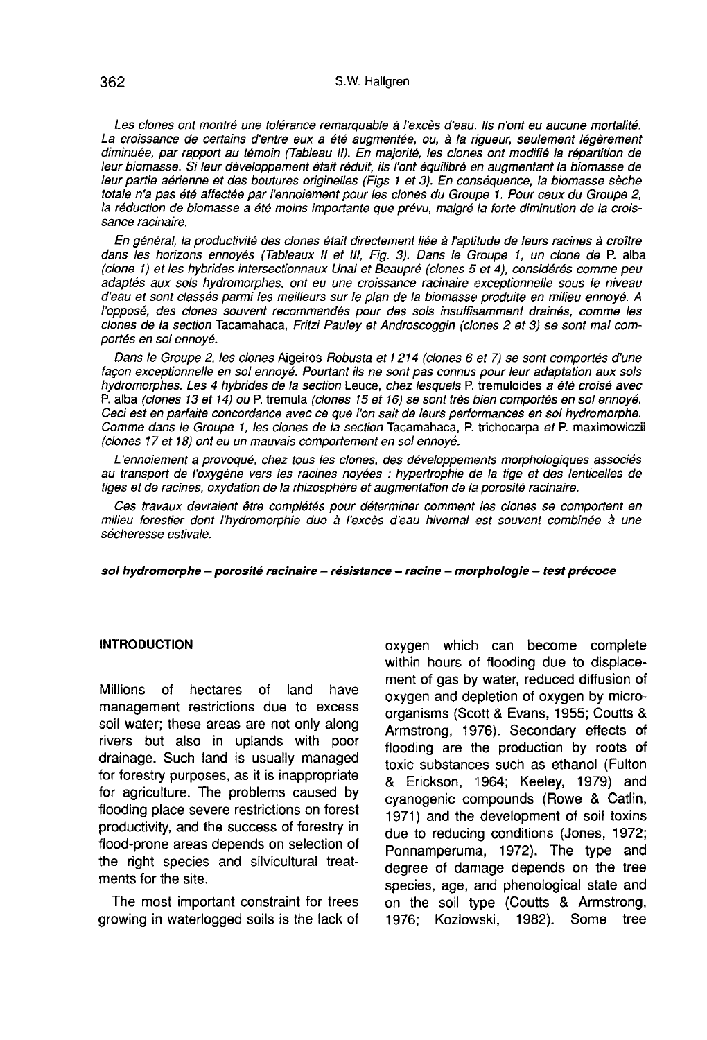*Les clones ont montré une tolérance remarquable à l'excès d'eau. Ils n'ont eu aucune mortalité. La croissance de certains d'entre eux a été augmentée, ou, à la rigueur, seulement légèrement diminuée, par rapport au témoin (Tableau II). En majorité, les clones ont modifié la répartition de leur biomasse. Si leur développement était réduit, ils l'ont équilibré en augmentant la biomasse de leur partie aérienne et des boutures originelles (Figs 1 et 3). En conséquence, la biomasse sèche totale n'a pas été affectée par l'ennoiement pour les clones du Groupe 1. Pour ceux du Groupe 2, la réduction de biomasse a été moins importante que prévu, malgré la forte diminution de la croissance racinaire.*

*En général, la productivité des clones était directement liée à l'aptitude de leurs racines à croître dans les horizons ennoyés (Tableaux II et III, Fig. 3). Dans le Groupe 1, un clone de* P. alba *(clone 1) et les hybrides intersectionnaux Unal et Beaupré (clones 5 et 4), considérés comme peu adaptés aux sols hydromorphes, ont eu une croissance racinaire exceptionnelle sous le niveau d'eau et sont classés parmi les meilleurs sur le plan de la biomasse produite en milieu ennoyé. A l'opposé, des clones souvent recommandés pour des sols insuffisamment drainés, comme les clones de la section* Tacamahaca, *Fritzi Pauley et Androscoggin (clones 2 et 3) se sont mal comportés en sol ennoyé.*

*Dans le Groupe 2, les clones* Aigeiros *Robusta et I 214 (clones 6 et 7) se sont comportés d'une façon exceptionnelle en sol ennoyé. Pourtant ils ne sont pas connus pour leur adaptation aux sols hydromorphes. Les 4 hybrides de la section* Leuce, *chez lesquels* P. tremuloides *a été croisé avec* P. alba *(clones 13 et 14) ou* P. tremula *(clones 15 et 16) se sont très bien comportés en sol ennoyé. Ceci est en parfaite concordance avec ce que l'on sait de leurs performances en sol hydromorphe. Comme dans le Groupe 1, les clones de la section* Tacamahaca, P. trichocarpa *et* P. maximowiczii *(clones 17 et 18) ont eu un mauvais comportement en sol ennoyé.*

*L'ennoiement a provoqué, chez tous les clones, des développements morphologiques associés au transport de l'oxygène vers les racines noyées : hypertrophie de la tige et des lenticelles de tiges et de racines, oxydation de la rhizosphère et augmentation de la porosité racinaire.*

*Ces travaux devraient être complétés pour déterminer comment les clones se comportent en milieu forestier dont l'hydromorphie due à l'excès d'eau hivernal est souvent combinée à une sécheresse estivale.*

***sol hydromorphe – porosité racinaire – résistance – racine – morphologie – test précoce***

## INTRODUCTION

Millions of hectares of land have management restrictions due to excess soil water; these areas are not only along rivers but also in uplands with poor drainage. Such land is usually managed for forestry purposes, as it is inappropriate for agriculture. The problems caused by flooding place severe restrictions on forest productivity, and the success of forestry in flood-prone areas depends on selection of the right species and silvicultural treatments for the site.

The most important constraint for trees growing in waterlogged soils is the lack of oxygen which can become complete within hours of flooding due to displacement of gas by water, reduced diffusion of oxygen and depletion of oxygen by microorganisms (Scott & Evans, 1955; Coutts & Armstrong, 1976). Secondary effects of flooding are the production by roots of toxic substances such as ethanol (Fulton & Erickson, 1964; Keeley, 1979) and cyanogenic compounds (Rowe & Catlin, 1971) and the development of soil toxins due to reducing conditions (Jones, 1972; Ponnamperuma, 1972). The type and degree of damage depends on the tree species, age, and phenological state and on the soil type (Coutts & Armstrong, 1976; Kozlowski, 1982). Some tree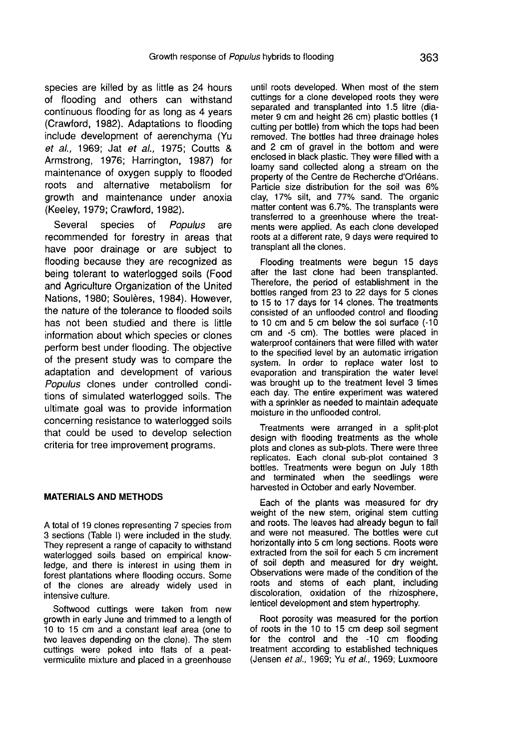species are killed by as little as 24 hours of flooding and others can withstand continuous flooding for as long as 4 years (Crawford, 1982). Adaptations to flooding include development of aerenchyma (Yu *et al.,* 1969; Jat *et al.,* 1975; Coutts & Armstrong, 1976; Harrington, 1987) for maintenance of oxygen supply to flooded roots and alternative metabolism for growth and maintenance under anoxia (Keeley, 1979; Crawford, 1982).

Several species of *Populus* are recommended for forestry in areas that have poor drainage or are subject to flooding because they are recognized as being tolerant to waterlogged soils (Food and Agriculture Organization of the United Nations, 1980; Soulères, 1984). However, the nature of the tolerance to flooded soils has not been studied and there is little information about which species or clones perform best under flooding. The objective of the present study was to compare the adaptation and development of various *Populus* clones under controlled conditions of simulated waterlogged soils. The ultimate goal was to provide information concerning resistance to waterlogged soils that could be used to develop selection criteria for tree improvement programs.

## MATERIALS AND METHODS

A total of 19 clones representing 7 species from 3 sections (Table I) were included in the study. They represent a range of capacity to withstand waterlogged soils based on empirical knowledge, and there is interest in using them in forest plantations where flooding occurs. Some of the clones are already widely used in intensive culture.

Softwood cuttings were taken from new growth in early June and trimmed to a length of 10 to 15 cm and a constant leaf area (one to two leaves depending on the clone). The stem cuttings were poked into flats of a peat-vermiculite mixture and placed in a greenhouse until roots developed. When most of the stem cuttings for a clone developed roots they were separated and transplanted into 1.5 litre (diameter 9 cm and height 26 cm) plastic bottles (1 cutting per bottle) from which the tops had been removed. The bottles had three drainage holes and 2 cm of gravel in the bottom and were enclosed in black plastic. They were filled with a loamy sand collected along a stream on the property of the Centre de Recherche d'Orléans. Particle size distribution for the soil was 6% clay, 17% silt, and 77% sand. The organic matter content was 6.7%. The transplants were transferred to a greenhouse where the treatments were applied. As each clone developed roots at a different rate, 9 days were required to transplant all the clones.

Flooding treatments were begun 15 days after the last clone had been transplanted. Therefore, the period of establishment in the bottles ranged from 23 to 22 days for 5 clones to 15 to 17 days for 14 clones. The treatments consisted of an unflooded control and flooding to 10 cm and 5 cm below the sol surface (-10 cm and -5 cm). The bottles were placed in waterproof containers that were filled with water to the specified level by an automatic irrigation system. In order to replace water lost to evaporation and transpiration the water level was brought up to the treatment level 3 times each day. The entire experiment was watered with a sprinkler as needed to maintain adequate moisture in the unflooded control.

Treatments were arranged in a split-plot design with flooding treatments as the whole plots and clones as sub-plots. There were three replicates. Each clonal sub-plot contained 3 bottles. Treatments were begun on July 18th and terminated when the seedlings were harvested in October and early November.

Each of the plants was measured for dry weight of the new stem, original stem cutting and roots. The leaves had already begun to fall and were not measured. The bottles were cut horizontally into 5 cm long sections. Roots were extracted from the soil for each 5 cm increment of soil depth and measured for dry weight. Observations were made of the condition of the roots and stems of each plant, including discoloration, oxidation of the rhizosphere, lenticel development and stem hypertrophy.

Root porosity was measured for the portion of roots in the 10 to 15 cm deep soil segment for the control and the -10 cm flooding treatment according to established techniques (Jensen *et al.,* 1969; Yu *et al.,* 1969; Luxmoore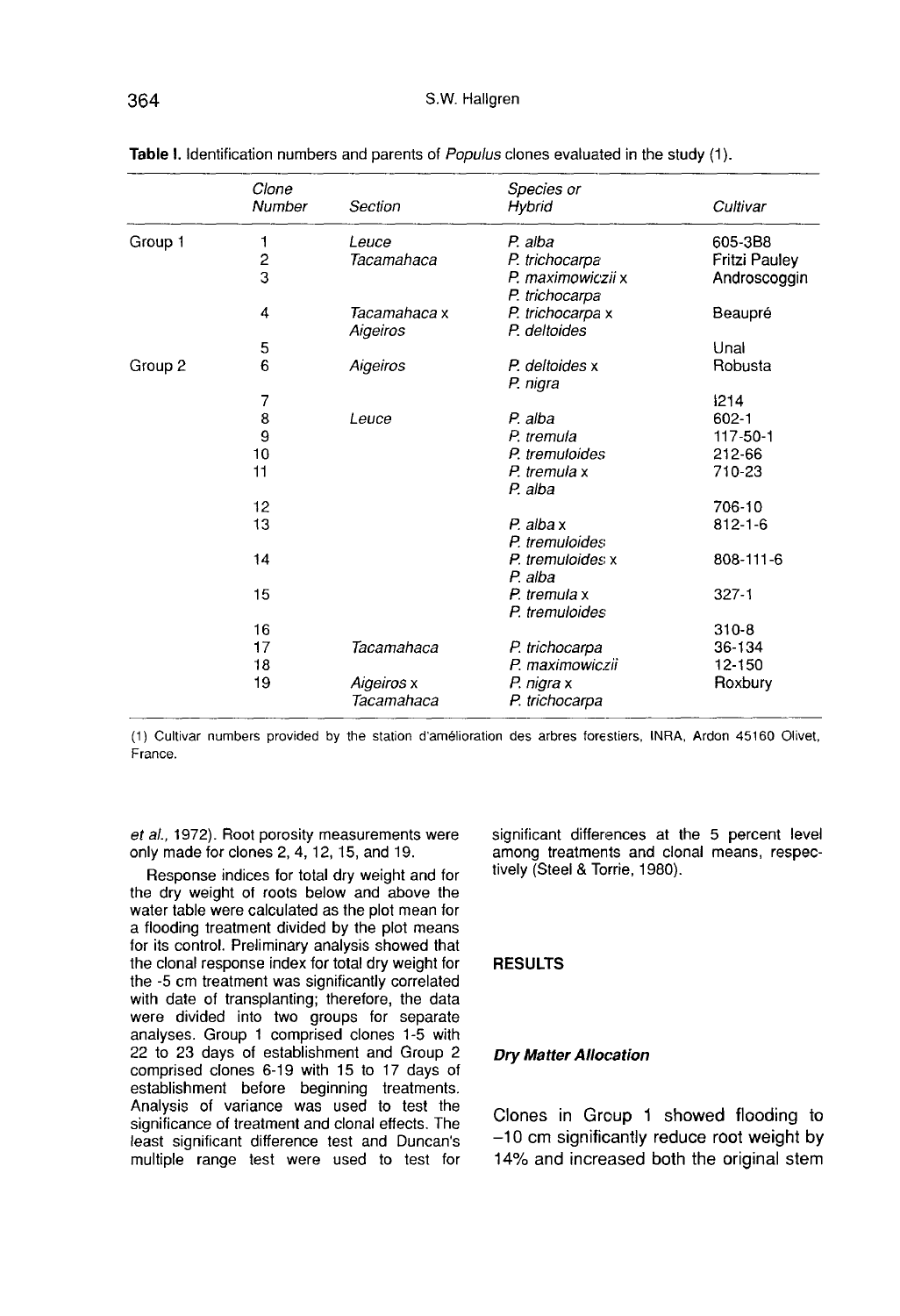**Table I.** Identification numbers and parents of *Populus* clones evaluated in the study (1).

| | Clone Number | Section | Species or Hybrid | Cultivar |
|---|---|---|---|---|
| Group 1 | 1 | *Leuce* | *P. alba* | 605-3B8 |
| | 2 | *Tacamahaca* | *P. trichocarpa* | Fritzi Pauley |
| | 3 | | *P. maximowiczii* x *P. trichocarpa* | Androscoggin |
| | 4 | *Tacamahaca* x *Aigeiros* | *P. trichocarpa* x *P. deltoides* | Beaupré |
| | 5 | | | Unal |
| Group 2 | 6 | *Aigeiros* | *P. deltoides* x *P. nigra* | Robusta |
| | 7 | | | I214 |
| | 8 | *Leuce* | *P. alba* | 602-1 |
| | 9 | | *P. tremula* | 117-50-1 |
| | 10 | | *P. tremuloides* | 212-66 |
| | 11 | | *P. tremula* x *P. alba* | 710-23 |
| | 12 | | | 706-10 |
| | 13 | | *P. alba* x *P. tremuloides* | 812-1-6 |
| | 14 | | *P. tremuloides* x *P. alba* | 808-111-6 |
| | 15 | | *P. tremula* x *P. tremuloides* | 327-1 |
| | 16 | | | 310-8 |
| | 17 | *Tacamahaca* | *P. trichocarpa* | 36-134 |
| | 18 | | *P. maximowiczii* | 12-150 |
| | 19 | *Aigeiros* x *Tacamahaca* | *P. nigra* x *P. trichocarpa* | Roxbury |

(1) Cultivar numbers provided by the station d'amélioration des arbres forestiers, INRA, Ardon 45160 Olivet, France.

*et al.*, 1972). Root porosity measurements were only made for clones 2, 4, 12, 15, and 19.

Response indices for total dry weight and for the dry weight of roots below and above the water table were calculated as the plot mean for a flooding treatment divided by the plot means for its control. Preliminary analysis showed that the clonal response index for total dry weight for the -5 cm treatment was significantly correlated with date of transplanting; therefore, the data were divided into two groups for separate analyses. Group 1 comprised clones 1-5 with 22 to 23 days of establishment and Group 2 comprised clones 6-19 with 15 to 17 days of establishment before beginning treatments. Analysis of variance was used to test the significance of treatment and clonal effects. The least significant difference test and Duncan's multiple range test were used to test for significant differences at the 5 percent level among treatments and clonal means, respectively (Steel & Torrie, 1980).

## RESULTS

### *Dry Matter Allocation*

Clones in Group 1 showed flooding to −10 cm significantly reduce root weight by 14% and increased both the original stem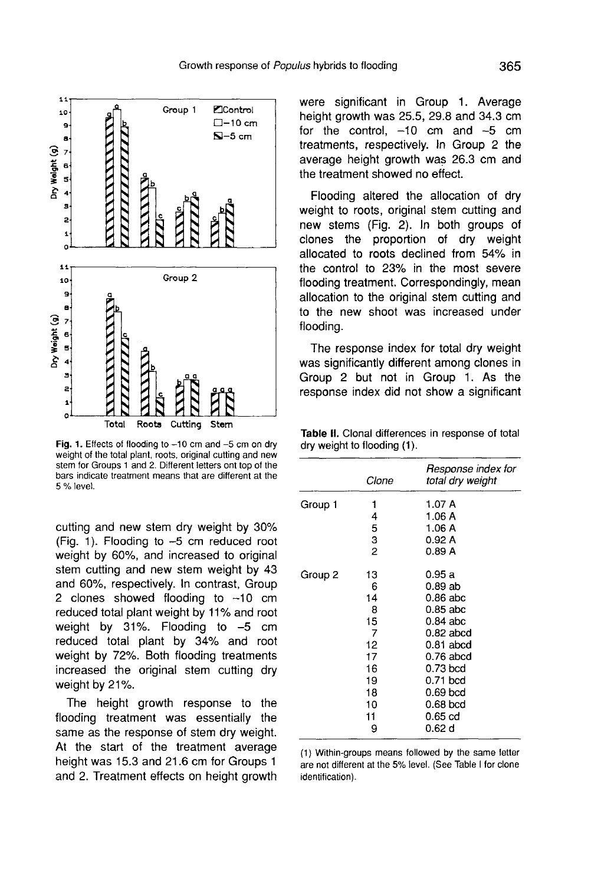Fig. 1. Effects of flooding to –10 cm and –5 cm on dry weight of the total plant, roots, original cutting and new stem for Groups 1 and 2. Different letters ont top of the bars indicate treatment means that are different at the 5 % level.

cutting and new stem dry weight by 30% (Fig. 1). Flooding to –5 cm reduced root weight by 60%, and increased to original stem cutting and new stem weight by 43 and 60%, respectively. In contrast, Group 2 clones showed flooding to –10 cm reduced total plant weight by 11% and root weight by 31%. Flooding to –5 cm reduced total plant by 34% and root weight by 72%. Both flooding treatments increased the original stem cutting dry weight by 21%.

The height growth response to the flooding treatment was essentially the same as the response of stem dry weight. At the start of the treatment average height was 15.3 and 21.6 cm for Groups 1 and 2. Treatment effects on height growth were significant in Group 1. Average height growth was 25.5, 29.8 and 34.3 cm for the control, –10 cm and –5 cm treatments, respectively. In Group 2 the average height growth was 26.3 cm and the treatment showed no effect.

Flooding altered the allocation of dry weight to roots, original stem cutting and new stems (Fig. 2). In both groups of clones the proportion of dry weight allocated to roots declined from 54% in the control to 23% in the most severe flooding treatment. Correspondingly, mean allocation to the original stem cutting and to the new shoot was increased under flooding.

The response index for total dry weight was significantly different among clones in Group 2 but not in Group 1. As the response index did not show a significant

**Table II.** Clonal differences in response of total dry weight to flooding (1).

| | *Clone* | *Response index for total dry weight* |
|---|---|---|
| Group 1 | 1 | 1.07 A |
| | 4 | 1.06 A |
| | 5 | 1.06 A |
| | 3 | 0.92 A |
| | 2 | 0.89 A |
| Group 2 | 13 | 0.95 a |
| | 6 | 0.89 ab |
| | 14 | 0.86 abc |
| | 8 | 0.85 abc |
| | 15 | 0.84 abc |
| | 7 | 0.82 abcd |
| | 12 | 0.81 abcd |
| | 17 | 0.76 abcd |
| | 16 | 0.73 bcd |
| | 19 | 0.71 bcd |
| | 18 | 0.69 bcd |
| | 10 | 0.68 bcd |
| | 11 | 0.65 cd |
| | 9 | 0.62 d |

(1) Within-groups means followed by the same letter are not different at the 5% level. (See Table I for clone identification).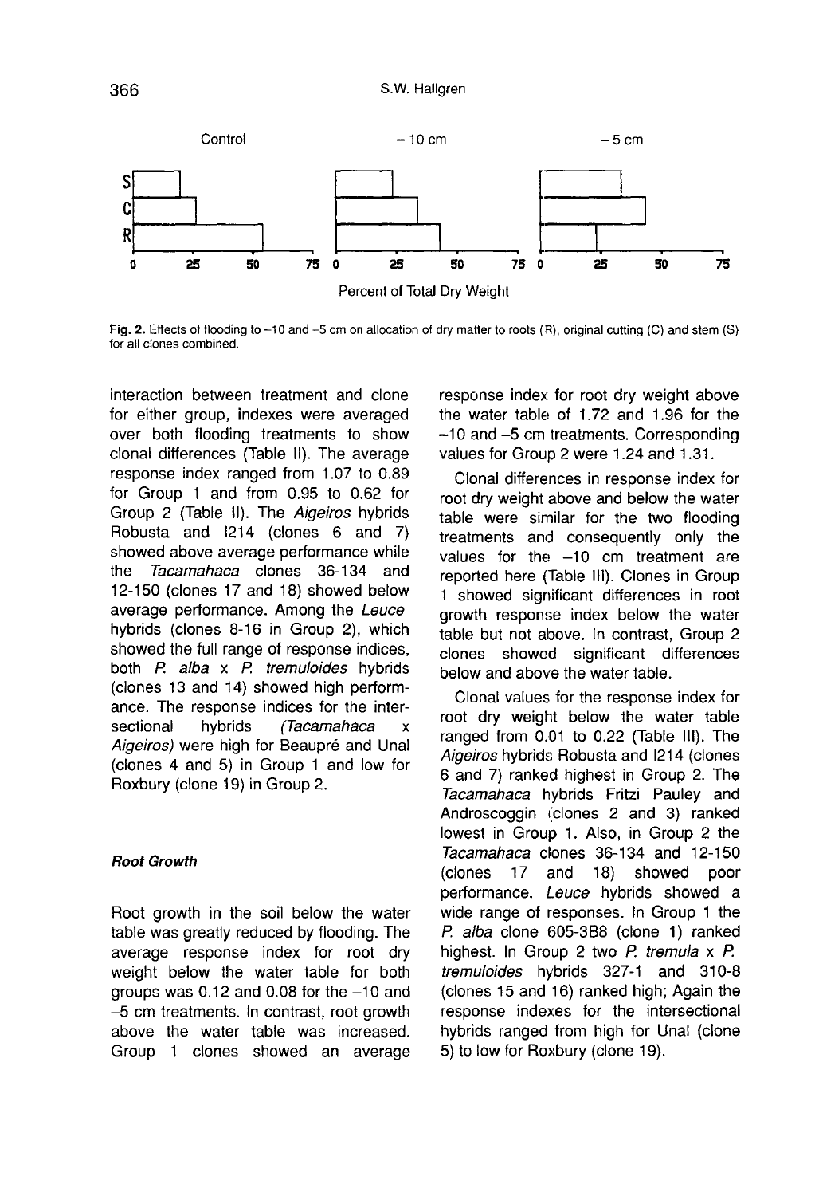Control    −10 cm    −5 cm

S
C
R

0 25 50 75 0 25 50 75 0 25 50 75

Percent of Total Dry Weight

**Fig. 2.** Effects of flooding to −10 and −5 cm on allocation of dry matter to roots (R), original cutting (C) and stem (S) for all clones combined.

interaction between treatment and clone for either group, indexes were averaged over both flooding treatments to show clonal differences (Table II). The average response index ranged from 1.07 to 0.89 for Group 1 and from 0.95 to 0.62 for Group 2 (Table II). The *Aigeiros* hybrids Robusta and I214 (clones 6 and 7) showed above average performance while the *Tacamahaca* clones 36-134 and 12-150 (clones 17 and 18) showed below average performance. Among the *Leuce* hybrids (clones 8-16 in Group 2), which showed the full range of response indices, both *P. alba* x *P. tremuloides* hybrids (clones 13 and 14) showed high performance. The response indices for the intersectional hybrids *(Tacamahaca* x *Aigeiros)* were high for Beaupré and Unal (clones 4 and 5) in Group 1 and low for Roxbury (clone 19) in Group 2.

#### Root Growth

Root growth in the soil below the water table was greatly reduced by flooding. The average response index for root dry weight below the water table for both groups was 0.12 and 0.08 for the −10 and −5 cm treatments. In contrast, root growth above the water table was increased. Group 1 clones showed an average response index for root dry weight above the water table of 1.72 and 1.96 for the −10 and −5 cm treatments. Corresponding values for Group 2 were 1.24 and 1.31.

Clonal differences in response index for root dry weight above and below the water table were similar for the two flooding treatments and consequently only the values for the −10 cm treatment are reported here (Table III). Clones in Group 1 showed significant differences in root growth response index below the water table but not above. In contrast, Group 2 clones showed significant differences below and above the water table.

Clonal values for the response index for root dry weight below the water table ranged from 0.01 to 0.22 (Table III). The *Aigeiros* hybrids Robusta and I214 (clones 6 and 7) ranked highest in Group 2. The *Tacamahaca* hybrids Fritzi Pauley and Androscoggin (clones 2 and 3) ranked lowest in Group 1. Also, in Group 2 the *Tacamahaca* clones 36-134 and 12-150 (clones 17 and 18) showed poor performance. *Leuce* hybrids showed a wide range of responses. In Group 1 the *P. alba* clone 605-3B8 (clone 1) ranked highest. In Group 2 two *P. tremula* x *P. tremuloides* hybrids 327-1 and 310-8 (clones 15 and 16) ranked high; Again the response indexes for the intersectional hybrids ranged from high for Unal (clone 5) to low for Roxbury (clone 19).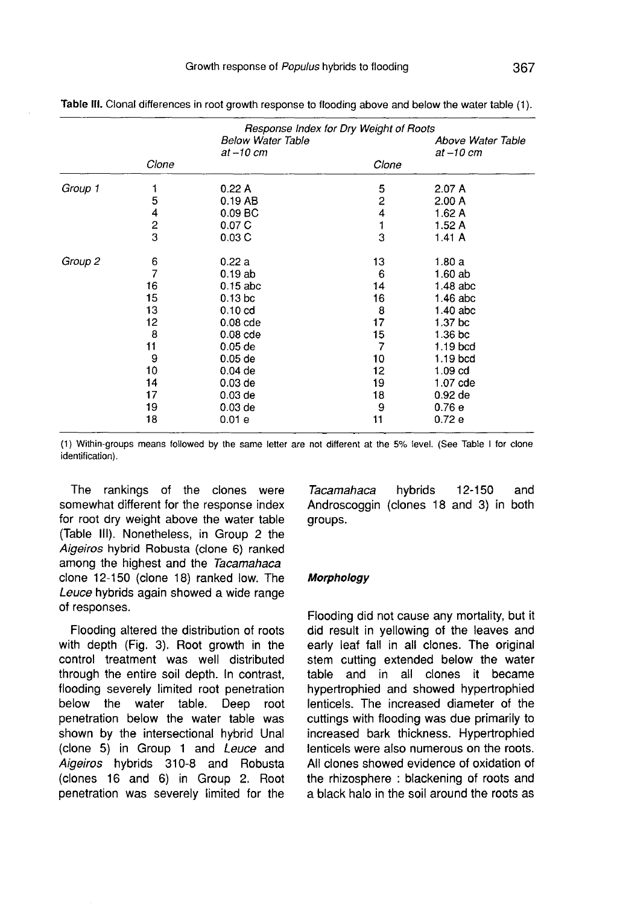**Table III.** Clonal differences in root growth response to flooding above and below the water table (1).

| | Response Index for Dry Weight of Roots | | | |
|---|---|---|---|---|
| | Clone | Below Water Table at −10 cm | Clone | Above Water Table at −10 cm |
| *Group 1* | 1 | 0.22 A | 5 | 2.07 A |
| | 5 | 0.19 AB | 2 | 2.00 A |
| | 4 | 0.09 BC | 4 | 1.62 A |
| | 2 | 0.07 C | 1 | 1.52 A |
| | 3 | 0.03 C | 3 | 1.41 A |
| *Group 2* | 6 | 0.22 a | 13 | 1.80 a |
| | 7 | 0.19 ab | 6 | 1.60 ab |
| | 16 | 0.15 abc | 14 | 1.48 abc |
| | 15 | 0.13 bc | 16 | 1.46 abc |
| | 13 | 0.10 cd | 8 | 1.40 abc |
| | 12 | 0.08 cde | 17 | 1.37 bc |
| | 8 | 0.08 cde | 15 | 1.36 bc |
| | 11 | 0.05 de | 7 | 1.19 bcd |
| | 9 | 0.05 de | 10 | 1.19 bcd |
| | 10 | 0.04 de | 12 | 1.09 cd |
| | 14 | 0.03 de | 19 | 1.07 cde |
| | 17 | 0.03 de | 18 | 0.92 de |
| | 19 | 0.03 de | 9 | 0.76 e |
| | 18 | 0.01 e | 11 | 0.72 e |

(1) Within-groups means followed by the same letter are not different at the 5% level. (See Table I for clone identification).

The rankings of the clones were somewhat different for the response index for root dry weight above the water table (Table III). Nonetheless, in Group 2 the *Aigeiros* hybrid Robusta (clone 6) ranked among the highest and the *Tacamahaca* clone 12-150 (clone 18) ranked low. The *Leuce* hybrids again showed a wide range of responses.

Flooding altered the distribution of roots with depth (Fig. 3). Root growth in the control treatment was well distributed through the entire soil depth. In contrast, flooding severely limited root penetration below the water table. Deep root penetration below the water table was shown by the intersectional hybrid Unal (clone 5) in Group 1 and *Leuce* and *Aigeiros* hybrids 310-8 and Robusta (clones 16 and 6) in Group 2. Root penetration was severely limited for the *Tacamahaca* hybrids 12-150 and Androscoggin (clones 18 and 3) in both groups.

#### Morphology

Flooding did not cause any mortality, but it did result in yellowing of the leaves and early leaf fall in all clones. The original stem cutting extended below the water table and in all clones it became hypertrophied and showed hypertrophied lenticels. The increased diameter of the cuttings with flooding was due primarily to increased bark thickness. Hypertrophied lenticels were also numerous on the roots. All clones showed evidence of oxidation of the rhizosphere : blackening of roots and a black halo in the soil around the roots as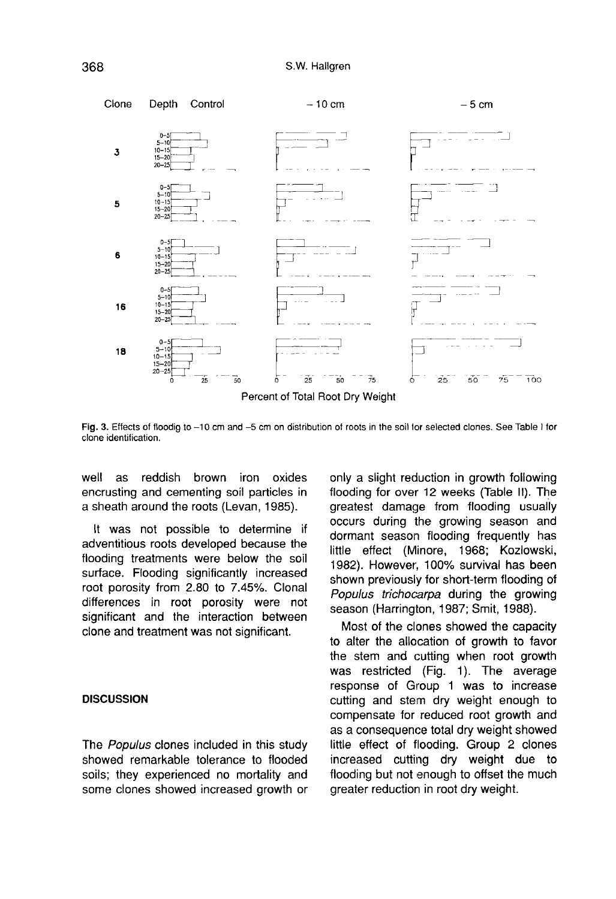Fig. 3. Effects of floodig to −10 cm and −5 cm on distribution of roots in the soil for selected clones. See Table I for clone identification.

well as reddish brown iron oxides encrusting and cementing soil particles in a sheath around the roots (Levan, 1985).

It was not possible to determine if adventitious roots developed because the flooding treatments were below the soil surface. Flooding significantly increased root porosity from 2.80 to 7.45%. Clonal differences in root porosity were not significant and the interaction between clone and treatment was not significant.

## DISCUSSION

The *Populus* clones included in this study showed remarkable tolerance to flooded soils; they experienced no mortality and some clones showed increased growth or only a slight reduction in growth following flooding for over 12 weeks (Table II). The greatest damage from flooding usually occurs during the growing season and dormant season flooding frequently has little effect (Minore, 1968; Kozlowski, 1982). However, 100% survival has been shown previously for short-term flooding of *Populus trichocarpa* during the growing season (Harrington, 1987; Smit, 1988).

Most of the clones showed the capacity to alter the allocation of growth to favor the stem and cutting when root growth was restricted (Fig. 1). The average response of Group 1 was to increase cutting and stem dry weight enough to compensate for reduced root growth and as a consequence total dry weight showed little effect of flooding. Group 2 clones increased cutting dry weight due to flooding but not enough to offset the much greater reduction in root dry weight.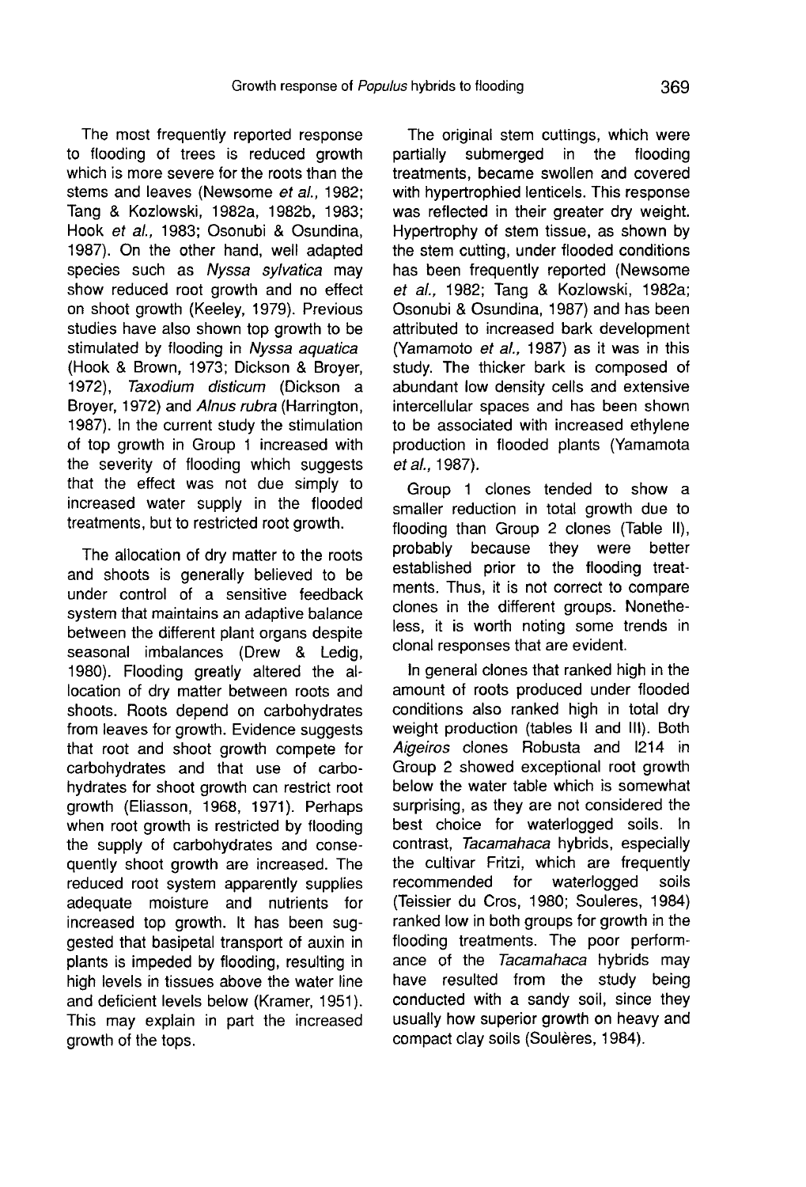The most frequently reported response to flooding of trees is reduced growth which is more severe for the roots than the stems and leaves (Newsome *et al.,* 1982; Tang & Kozlowski, 1982a, 1982b, 1983; Hook *et al.,* 1983; Osonubi & Osundina, 1987). On the other hand, well adapted species such as *Nyssa sylvatica* may show reduced root growth and no effect on shoot growth (Keeley, 1979). Previous studies have also shown top growth to be stimulated by flooding in *Nyssa aquatica* (Hook & Brown, 1973; Dickson & Broyer, 1972), *Taxodium disticum* (Dickson a Broyer, 1972) and *Alnus rubra* (Harrington, 1987). In the current study the stimulation of top growth in Group 1 increased with the severity of flooding which suggests that the effect was not due simply to increased water supply in the flooded treatments, but to restricted root growth.

The allocation of dry matter to the roots and shoots is generally believed to be under control of a sensitive feedback system that maintains an adaptive balance between the different plant organs despite seasonal imbalances (Drew & Ledig, 1980). Flooding greatly altered the allocation of dry matter between roots and shoots. Roots depend on carbohydrates from leaves for growth. Evidence suggests that root and shoot growth compete for carbohydrates and that use of carbohydrates for shoot growth can restrict root growth (Eliasson, 1968, 1971). Perhaps when root growth is restricted by flooding the supply of carbohydrates and consequently shoot growth are increased. The reduced root system apparently supplies adequate moisture and nutrients for increased top growth. It has been suggested that basipetal transport of auxin in plants is impeded by flooding, resulting in high levels in tissues above the water line and deficient levels below (Kramer, 1951). This may explain in part the increased growth of the tops.

The original stem cuttings, which were partially submerged in the flooding treatments, became swollen and covered with hypertrophied lenticels. This response was reflected in their greater dry weight. Hypertrophy of stem tissue, as shown by the stem cutting, under flooded conditions has been frequently reported (Newsome *et al.,* 1982; Tang & Kozlowski, 1982a; Osonubi & Osundina, 1987) and has been attributed to increased bark development (Yamamoto *et al.,* 1987) as it was in this study. The thicker bark is composed of abundant low density cells and extensive intercellular spaces and has been shown to be associated with increased ethylene production in flooded plants (Yamamota *et al.,* 1987).

Group 1 clones tended to show a smaller reduction in total growth due to flooding than Group 2 clones (Table II), probably because they were better established prior to the flooding treatments. Thus, it is not correct to compare clones in the different groups. Nonetheless, it is worth noting some trends in clonal responses that are evident.

In general clones that ranked high in the amount of roots produced under flooded conditions also ranked high in total dry weight production (tables II and III). Both *Aigeiros* clones Robusta and I214 in Group 2 showed exceptional root growth below the water table which is somewhat surprising, as they are not considered the best choice for waterlogged soils. In contrast, *Tacamahaca* hybrids, especially the cultivar Fritzi, which are frequently recommended for waterlogged soils (Teissier du Cros, 1980; Souleres, 1984) ranked low in both groups for growth in the flooding treatments. The poor performance of the *Tacamahaca* hybrids may have resulted from the study being conducted with a sandy soil, since they usually how superior growth on heavy and compact clay soils (Soulères, 1984).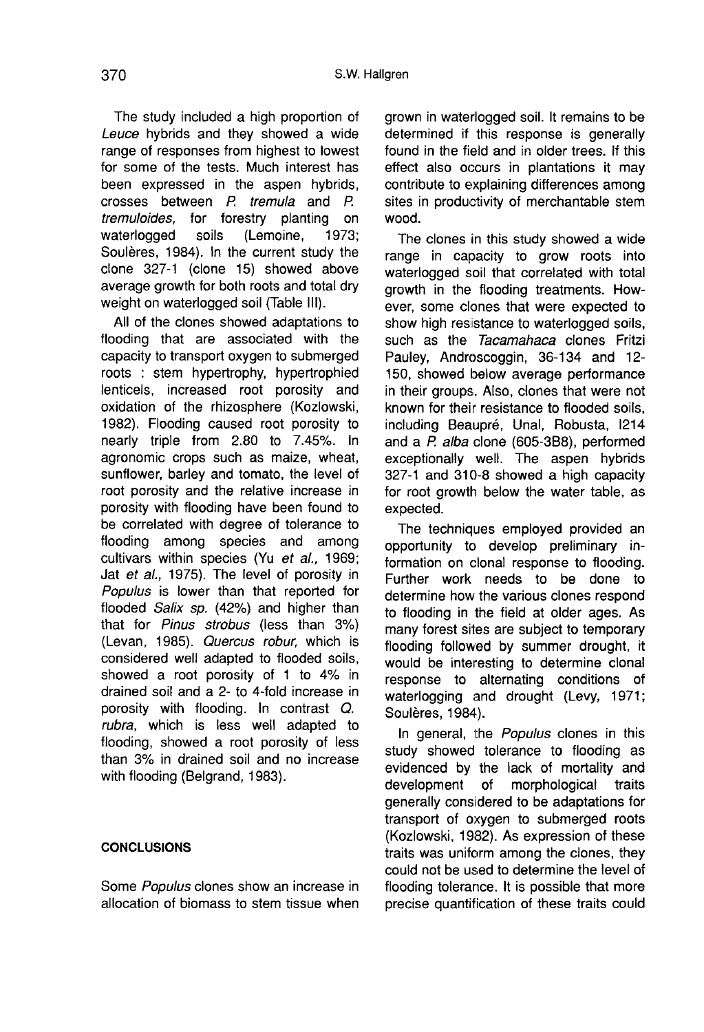The study included a high proportion of *Leuce* hybrids and they showed a wide range of responses from highest to lowest for some of the tests. Much interest has been expressed in the aspen hybrids, crosses between *P. tremula* and *P. tremuloides,* for forestry planting on waterlogged soils (Lemoine, 1973; Soulères, 1984). In the current study the clone 327-1 (clone 15) showed above average growth for both roots and total dry weight on waterlogged soil (Table III).

All of the clones showed adaptations to flooding that are associated with the capacity to transport oxygen to submerged roots : stem hypertrophy, hypertrophied lenticels, increased root porosity and oxidation of the rhizosphere (Kozlowski, 1982). Flooding caused root porosity to nearly triple from 2.80 to 7.45%. In agronomic crops such as maize, wheat, sunflower, barley and tomato, the level of root porosity and the relative increase in porosity with flooding have been found to be correlated with degree of tolerance to flooding among species and among cultivars within species (Yu *et al.,* 1969; Jat *et al.,* 1975). The level of porosity in *Populus* is lower than that reported for flooded *Salix sp.* (42%) and higher than that for *Pinus strobus* (less than 3%) (Levan, 1985). *Quercus robur,* which is considered well adapted to flooded soils, showed a root porosity of 1 to 4% in drained soil and a 2- to 4-fold increase in porosity with flooding. In contrast *Q. rubra,* which is less well adapted to flooding, showed a root porosity of less than 3% in drained soil and no increase with flooding (Belgrand, 1983).

## CONCLUSIONS

Some *Populus* clones show an increase in allocation of biomass to stem tissue when grown in waterlogged soil. It remains to be determined if this response is generally found in the field and in older trees. If this effect also occurs in plantations it may contribute to explaining differences among sites in productivity of merchantable stem wood.

The clones in this study showed a wide range in capacity to grow roots into waterlogged soil that correlated with total growth in the flooding treatments. However, some clones that were expected to show high resistance to waterlogged soils, such as the *Tacamahaca* clones Fritzi Pauley, Androscoggin, 36-134 and 12-150, showed below average performance in their groups. Also, clones that were not known for their resistance to flooded soils, including Beaupré, Unal, Robusta, I214 and a *P. alba* clone (605-3B8), performed exceptionally well. The aspen hybrids 327-1 and 310-8 showed a high capacity for root growth below the water table, as expected.

The techniques employed provided an opportunity to develop preliminary information on clonal response to flooding. Further work needs to be done to determine how the various clones respond to flooding in the field at older ages. As many forest sites are subject to temporary flooding followed by summer drought, it would be interesting to determine clonal response to alternating conditions of waterlogging and drought (Levy, 1971; Soulères, 1984).

In general, the *Populus* clones in this study showed tolerance to flooding as evidenced by the lack of mortality and development of morphological traits generally considered to be adaptations for transport of oxygen to submerged roots (Kozlowski, 1982). As expression of these traits was uniform among the clones, they could not be used to determine the level of flooding tolerance. It is possible that more precise quantification of these traits could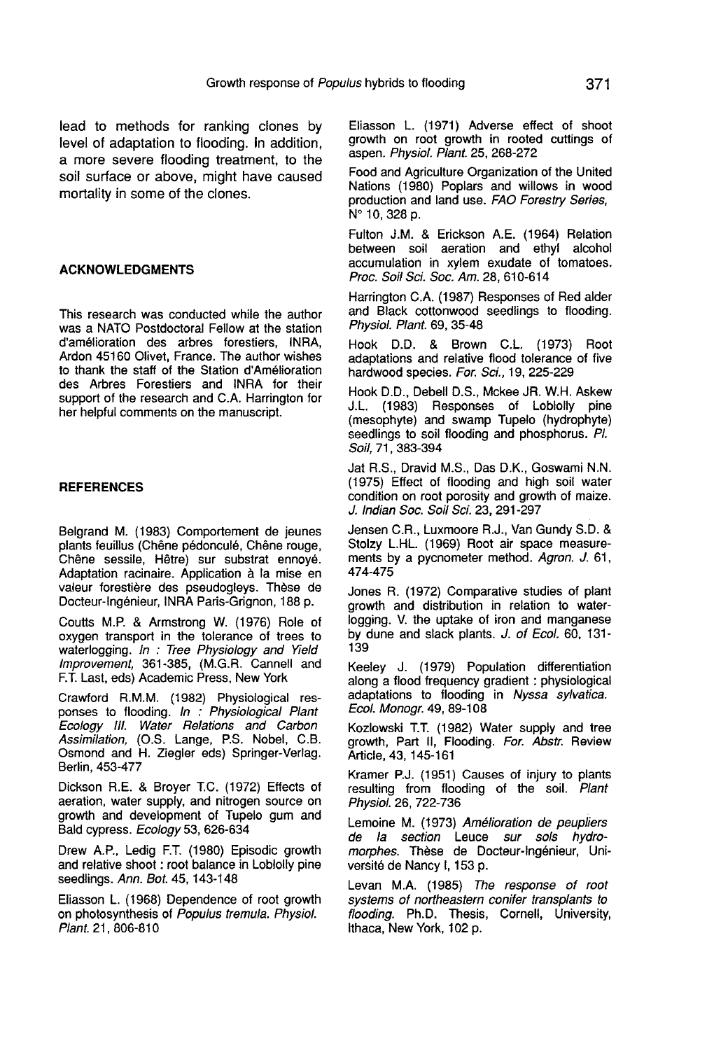lead to methods for ranking clones by level of adaptation to flooding. In addition, a more severe flooding treatment, to the soil surface or above, might have caused mortality in some of the clones.

## ACKNOWLEDGMENTS

This research was conducted while the author was a NATO Postdoctoral Fellow at the station d'amélioration des arbres forestiers, INRA, Ardon 45160 Olivet, France. The author wishes to thank the staff of the Station d'Amélioration des Arbres Forestiers and INRA for their support of the research and C.A. Harrington for her helpful comments on the manuscript.

## REFERENCES

Belgrand M. (1983) Comportement de jeunes plants feuillus (Chêne pédonculé, Chêne rouge, Chêne sessile, Hêtre) sur substrat ennoyé. Adaptation racinaire. Application à la mise en valeur forestière des pseudogleys. Thèse de Docteur-Ingénieur, INRA Paris-Grignon, 188 p.

Coutts M.P. & Armstrong W. (1976) Role of oxygen transport in the tolerance of trees to waterlogging. *In : Tree Physiology and Yield Improvement*, 361-385, (M.G.R. Cannell and F.T. Last, eds) Academic Press, New York

Crawford R.M.M. (1982) Physiological responses to flooding. *In : Physiological Plant Ecology III. Water Relations and Carbon Assimilation*, (O.S. Lange, P.S. Nobel, C.B. Osmond and H. Ziegler eds) Springer-Verlag. Berlin, 453-477

Dickson R.E. & Broyer T.C. (1972) Effects of aeration, water supply, and nitrogen source on growth and development of Tupelo gum and Bald cypress. *Ecology* 53, 626-634

Drew A.P., Ledig F.T. (1980) Episodic growth and relative shoot : root balance in Loblolly pine seedlings. *Ann. Bot.* 45, 143-148

Eliasson L. (1968) Dependence of root growth on photosynthesis of *Populus tremula*. *Physiol. Plant.* 21, 806-810

Eliasson L. (1971) Adverse effect of shoot growth on root growth in rooted cuttings of aspen. *Physiol. Plant.* 25, 268-272

Food and Agriculture Organization of the United Nations (1980) Poplars and willows in wood production and land use. *FAO Forestry Series*, N° 10, 328 p.

Fulton J.M. & Erickson A.E. (1964) Relation between soil aeration and ethyl alcohol accumulation in xylem exudate of tomatoes. *Proc. Soil Sci. Soc. Am.* 28, 610-614

Harrington C.A. (1987) Responses of Red alder and Black cottonwood seedlings to flooding. *Physiol. Plant.* 69, 35-48

Hook D.D. & Brown C.L. (1973) Root adaptations and relative flood tolerance of five hardwood species. *For. Sci.*, 19, 225-229

Hook D.D., Debell D.S., Mckee JR. W.H. Askew J.L. (1983) Responses of Loblolly pine (mesophyte) and swamp Tupelo (hydrophyte) seedlings to soil flooding and phosphorus. *Pl. Soil*, 71, 383-394

Jat R.S., Dravid M.S., Das D.K., Goswami N.N. (1975) Effect of flooding and high soil water condition on root porosity and growth of maize. *J. Indian Soc. Soil Sci.* 23, 291-297

Jensen C.R., Luxmoore R.J., Van Gundy S.D. & Stolzy L.HL. (1969) Root air space measurements by a pycnometer method. *Agron. J.* 61, 474-475

Jones R. (1972) Comparative studies of plant growth and distribution in relation to waterlogging. V. the uptake of iron and manganese by dune and slack plants. *J. of Ecol.* 60, 131-139

Keeley J. (1979) Population differentiation along a flood frequency gradient : physiological adaptations to flooding in *Nyssa sylvatica*. *Ecol. Monogr.* 49, 89-108

Kozlowski T.T. (1982) Water supply and tree growth, Part II, Flooding. *For. Abstr.* Review Article, 43, 145-161

Kramer P.J. (1951) Causes of injury to plants resulting from flooding of the soil. *Plant Physiol.* 26, 722-736

Lemoine M. (1973) *Amélioration de peupliers de la section* Leuce *sur sols hydromorphes*. Thèse de Docteur-Ingénieur, Université de Nancy I, 153 p.

Levan M.A. (1985) *The response of root systems of northeastern conifer transplants to flooding.* Ph.D. Thesis, Cornell, University, Ithaca, New York, 102 p.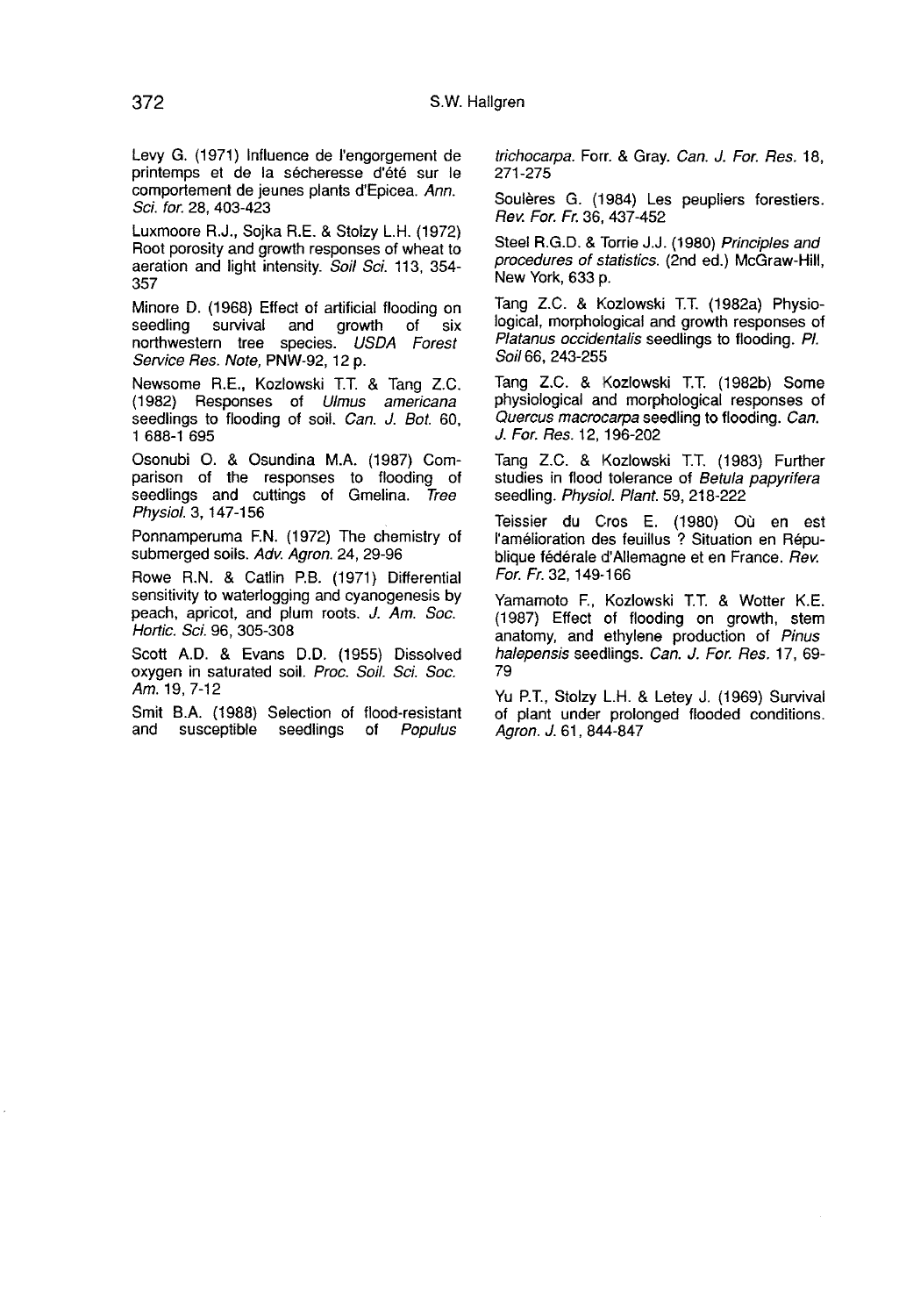Levy G. (1971) Influence de l'engorgement de printemps et de la sécheresse d'été sur le comportement de jeunes plants d'Epicea. *Ann. Sci. for.* 28, 403-423

Luxmoore R.J., Sojka R.E. & Stolzy L.H. (1972) Root porosity and growth responses of wheat to aeration and light intensity. *Soil Sci.* 113, 354-357

Minore D. (1968) Effect of artificial flooding on seedling survival and growth of six northwestern tree species. *USDA Forest Service Res. Note,* PNW-92, 12 p.

Newsome R.E., Kozlowski T.T. & Tang Z.C. (1982) Responses of *Ulmus americana* seedlings to flooding of soil. *Can. J. Bot.* 60, 1 688-1 695

Osonubi O. & Osundina M.A. (1987) Comparison of the responses to flooding of seedlings and cuttings of Gmelina. *Tree Physiol.* 3, 147-156

Ponnamperuma F.N. (1972) The chemistry of submerged soils. *Adv. Agron.* 24, 29-96

Rowe R.N. & Catlin P.B. (1971) Differential sensitivity to waterlogging and cyanogenesis by peach, apricot, and plum roots. *J. Am. Soc. Hortic. Sci.* 96, 305-308

Scott A.D. & Evans D.D. (1955) Dissolved oxygen in saturated soil. *Proc. Soil. Sci. Soc. Am.* 19, 7-12

Smit B.A. (1988) Selection of flood-resistant and susceptible seedlings of *Populus trichocarpa.* Forr. & Gray. *Can. J. For. Res.* 18, 271-275

Soulères G. (1984) Les peupliers forestiers. *Rev. For. Fr.* 36, 437-452

Steel R.G.D. & Torrie J.J. (1980) *Principles and procedures of statistics.* (2nd ed.) McGraw-Hill, New York, 633 p.

Tang Z.C. & Kozlowski T.T. (1982a) Physiological, morphological and growth responses of *Platanus occidentalis* seedlings to flooding. *Pl. Soil* 66, 243-255

Tang Z.C. & Kozlowski T.T. (1982b) Some physiological and morphological responses of *Quercus macrocarpa* seedling to flooding. *Can. J. For. Res.* 12, 196-202

Tang Z.C. & Kozlowski T.T. (1983) Further studies in flood tolerance of *Betula papyrifera* seedling. *Physiol. Plant.* 59, 218-222

Teissier du Cros E. (1980) Où en est l'amélioration des feuillus ? Situation en République fédérale d'Allemagne et en France. *Rev. For. Fr.* 32, 149-166

Yamamoto F., Kozlowski T.T. & Wotter K.E. (1987) Effect of flooding on growth, stem anatomy, and ethylene production of *Pinus halepensis* seedlings. *Can. J. For. Res.* 17, 69-79

Yu P.T., Stolzy L.H. & Letey J. (1969) Survival of plant under prolonged flooded conditions. *Agron. J.* 61, 844-847